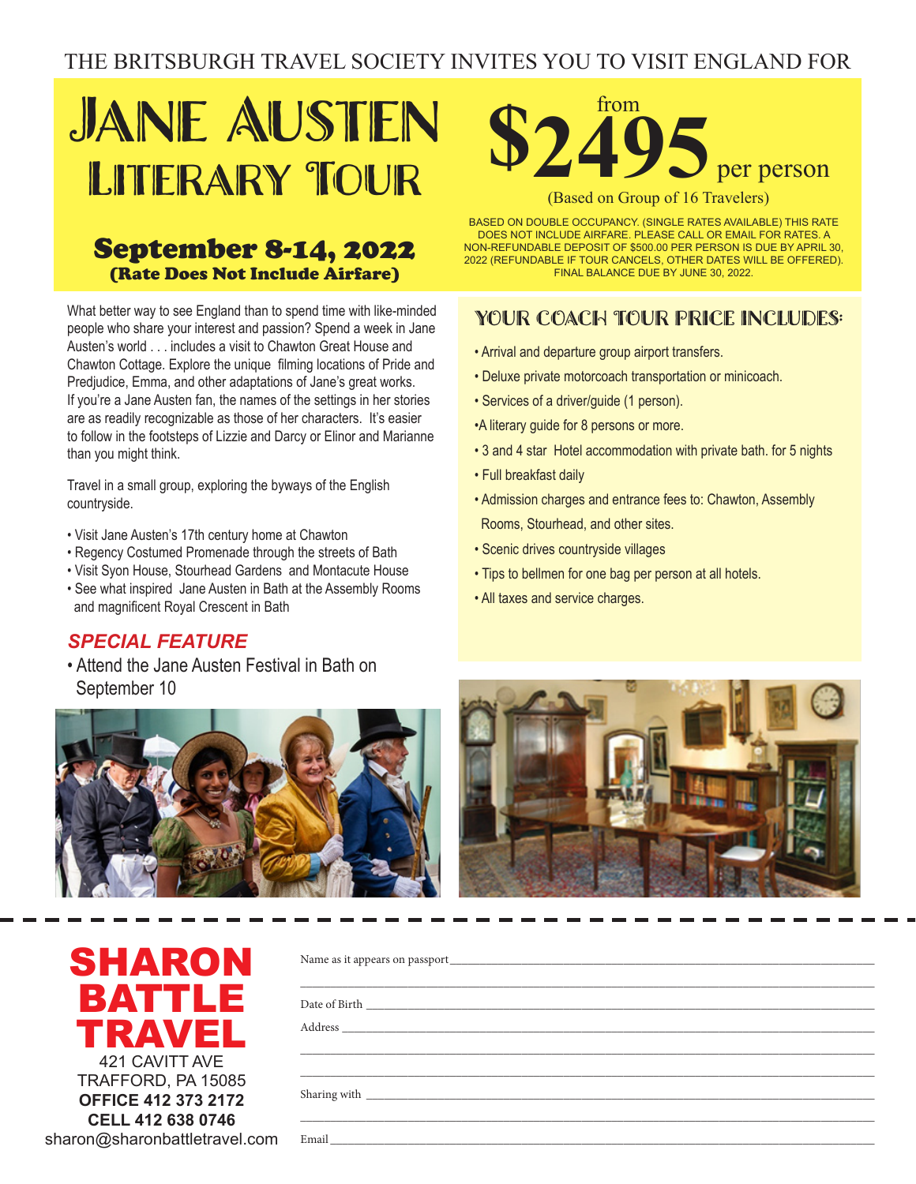THE BRITSBURGH TRAVEL SOCIETY INVITES YOU TO VISIT ENGLAND FOR

# JANE AUSTEN LITERARY TOUR

## September 8-14, 2022
**(Rate Does Not Include Airfare)**

from **$2495** per person
(Based on Group of 16 Travelers)

BASED ON DOUBLE OCCUPANCY. (SINGLE RATES AVAILABLE) THIS RATE DOES NOT INCLUDE AIRFARE. PLEASE CALL OR EMAIL FOR RATES. A NON-REFUNDABLE DEPOSIT OF $500.00 PER PERSON IS DUE BY APRIL 30, 2022 (REFUNDABLE IF TOUR CANCELS, OTHER DATES WILL BE OFFERED). FINAL BALANCE DUE BY JUNE 30, 2022.

What better way to see England than to spend time with like-minded people who share your interest and passion? Spend a week in Jane Austen's world . . . includes a visit to Chawton Great House and Chawton Cottage. Explore the unique filming locations of Pride and Predjudice, Emma, and other adaptations of Jane's great works. If you're a Jane Austen fan, the names of the settings in her stories are as readily recognizable as those of her characters. It's easier to follow in the footsteps of Lizzie and Darcy or Elinor and Marianne than you might think.

Travel in a small group, exploring the byways of the English countryside.

- Visit Jane Austen's 17th century home at Chawton
- Regency Costumed Promenade through the streets of Bath
- Visit Syon House, Stourhead Gardens and Montacute House
- See what inspired Jane Austen in Bath at the Assembly Rooms and magnificent Royal Crescent in Bath

### *SPECIAL FEATURE*

- Attend the Jane Austen Festival in Bath on September 10

## YOUR COACH TOUR PRICE INCLUDES:

- Arrival and departure group airport transfers.
- Deluxe private motorcoach transportation or minicoach.
- Services of a driver/guide (1 person).
- A literary guide for 8 persons or more.
- 3 and 4 star Hotel accommodation with private bath. for 5 nights
- Full breakfast daily
- Admission charges and entrance fees to: Chawton, Assembly Rooms, Stourhead, and other sites.
- Scenic drives countryside villages
- Tips to bellmen for one bag per person at all hotels.
- All taxes and service charges.

---

**SHARON BATTLE TRAVEL**
421 CAVITT AVE
TRAFFORD, PA 15085
**OFFICE 412 373 2172**
**CELL 412 638 0746**
sharon@sharonbattletravel.com

Name as it appears on passport ______________________________

______________________________

Date of Birth ______________________________

Address ______________________________

______________________________

______________________________

Sharing with ______________________________

______________________________

Email ______________________________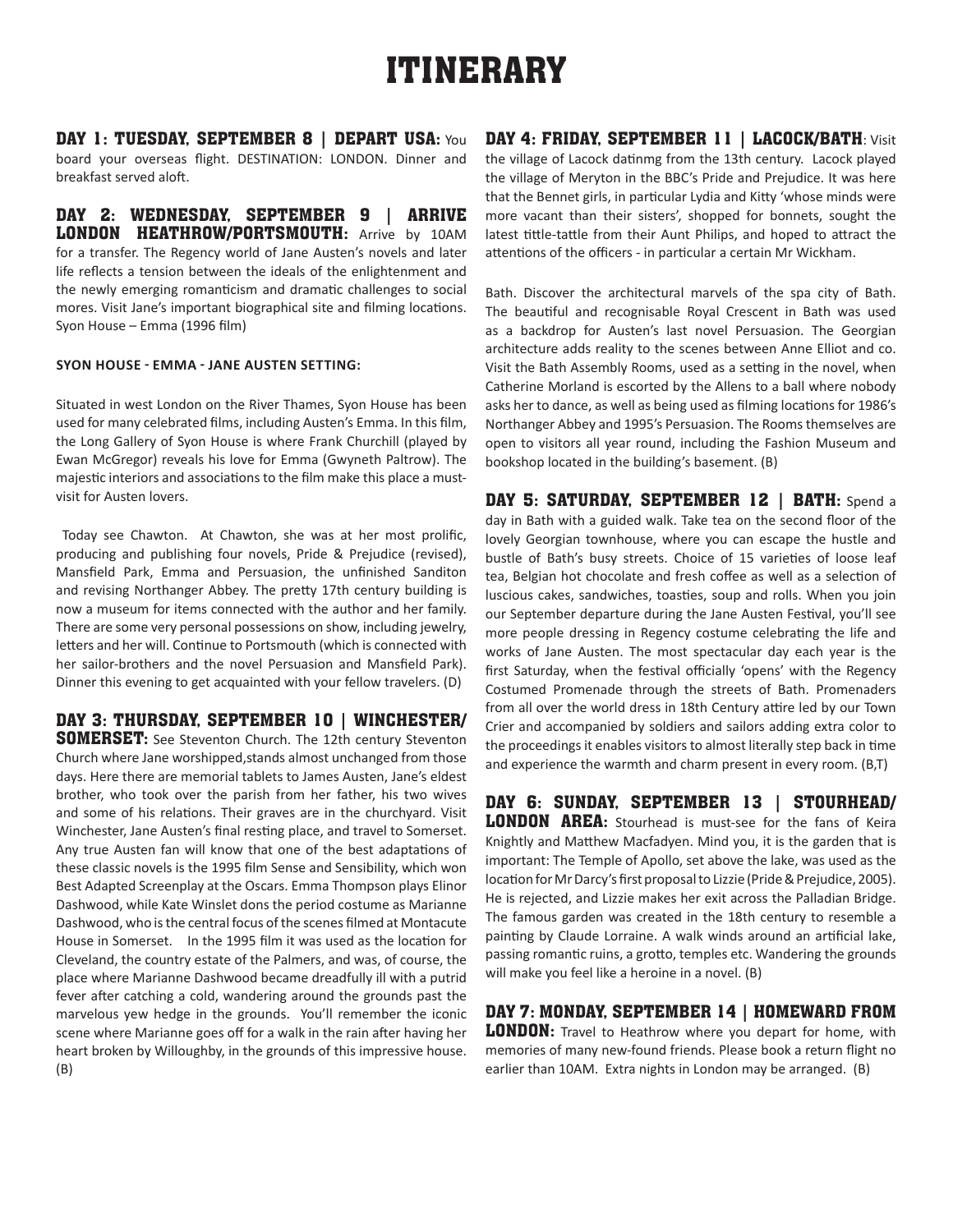# ITINERARY

**DAY 1: TUESDAY, SEPTEMBER 8 | DEPART USA:** You board your overseas flight. DESTINATION: LONDON. Dinner and breakfast served aloft.

**DAY 2: WEDNESDAY, SEPTEMBER 9 | ARRIVE LONDON HEATHROW/PORTSMOUTH:** Arrive by 10AM for a transfer. The Regency world of Jane Austen's novels and later life reflects a tension between the ideals of the enlightenment and the newly emerging romanticism and dramatic challenges to social mores. Visit Jane's important biographical site and filming locations. Syon House – Emma (1996 film)

**SYON HOUSE - EMMA - JANE AUSTEN SETTING:**

Situated in west London on the River Thames, Syon House has been used for many celebrated films, including Austen's Emma. In this film, the Long Gallery of Syon House is where Frank Churchill (played by Ewan McGregor) reveals his love for Emma (Gwyneth Paltrow). The majestic interiors and associations to the film make this place a must-visit for Austen lovers.

Today see Chawton. At Chawton, she was at her most prolific, producing and publishing four novels, Pride & Prejudice (revised), Mansfield Park, Emma and Persuasion, the unfinished Sanditon and revising Northanger Abbey. The pretty 17th century building is now a museum for items connected with the author and her family. There are some very personal possessions on show, including jewelry, letters and her will. Continue to Portsmouth (which is connected with her sailor-brothers and the novel Persuasion and Mansfield Park). Dinner this evening to get acquainted with your fellow travelers. (D)

**DAY 3: THURSDAY, SEPTEMBER 10 | WINCHESTER/ SOMERSET:** See Steventon Church. The 12th century Steventon Church where Jane worshipped,stands almost unchanged from those days. Here there are memorial tablets to James Austen, Jane's eldest brother, who took over the parish from her father, his two wives and some of his relations. Their graves are in the churchyard. Visit Winchester, Jane Austen's final resting place, and travel to Somerset. Any true Austen fan will know that one of the best adaptations of these classic novels is the 1995 film Sense and Sensibility, which won Best Adapted Screenplay at the Oscars. Emma Thompson plays Elinor Dashwood, while Kate Winslet dons the period costume as Marianne Dashwood, who is the central focus of the scenes filmed at Montacute House in Somerset. In the 1995 film it was used as the location for Cleveland, the country estate of the Palmers, and was, of course, the place where Marianne Dashwood became dreadfully ill with a putrid fever after catching a cold, wandering around the grounds past the marvelous yew hedge in the grounds. You'll remember the iconic scene where Marianne goes off for a walk in the rain after having her heart broken by Willoughby, in the grounds of this impressive house. (B)

**DAY 4: FRIDAY, SEPTEMBER 11 | LACOCK/BATH**: Visit the village of Lacock datinmg from the 13th century. Lacock played the village of Meryton in the BBC's Pride and Prejudice. It was here that the Bennet girls, in particular Lydia and Kitty 'whose minds were more vacant than their sisters', shopped for bonnets, sought the latest tittle-tattle from their Aunt Philips, and hoped to attract the attentions of the officers - in particular a certain Mr Wickham.

Bath. Discover the architectural marvels of the spa city of Bath. The beautiful and recognisable Royal Crescent in Bath was used as a backdrop for Austen's last novel Persuasion. The Georgian architecture adds reality to the scenes between Anne Elliot and co. Visit the Bath Assembly Rooms, used as a setting in the novel, when Catherine Morland is escorted by the Allens to a ball where nobody asks her to dance, as well as being used as filming locations for 1986's Northanger Abbey and 1995's Persuasion. The Rooms themselves are open to visitors all year round, including the Fashion Museum and bookshop located in the building's basement. (B)

**DAY 5: SATURDAY, SEPTEMBER 12 | BATH:** Spend a day in Bath with a guided walk. Take tea on the second floor of the lovely Georgian townhouse, where you can escape the hustle and bustle of Bath's busy streets. Choice of 15 varieties of loose leaf tea, Belgian hot chocolate and fresh coffee as well as a selection of luscious cakes, sandwiches, toasties, soup and rolls. When you join our September departure during the Jane Austen Festival, you'll see more people dressing in Regency costume celebrating the life and works of Jane Austen. The most spectacular day each year is the first Saturday, when the festival officially 'opens' with the Regency Costumed Promenade through the streets of Bath. Promenaders from all over the world dress in 18th Century attire led by our Town Crier and accompanied by soldiers and sailors adding extra color to the proceedings it enables visitors to almost literally step back in time and experience the warmth and charm present in every room. (B,T)

**DAY 6: SUNDAY, SEPTEMBER 13 | STOURHEAD/ LONDON AREA:** Stourhead is must-see for the fans of Keira Knightly and Matthew Macfadyen. Mind you, it is the garden that is important: The Temple of Apollo, set above the lake, was used as the location for Mr Darcy's first proposal to Lizzie (Pride & Prejudice, 2005). He is rejected, and Lizzie makes her exit across the Palladian Bridge. The famous garden was created in the 18th century to resemble a painting by Claude Lorraine. A walk winds around an artificial lake, passing romantic ruins, a grotto, temples etc. Wandering the grounds will make you feel like a heroine in a novel. (B)

**DAY 7: MONDAY, SEPTEMBER 14 | HOMEWARD FROM LONDON:** Travel to Heathrow where you depart for home, with memories of many new-found friends. Please book a return flight no earlier than 10AM. Extra nights in London may be arranged. (B)